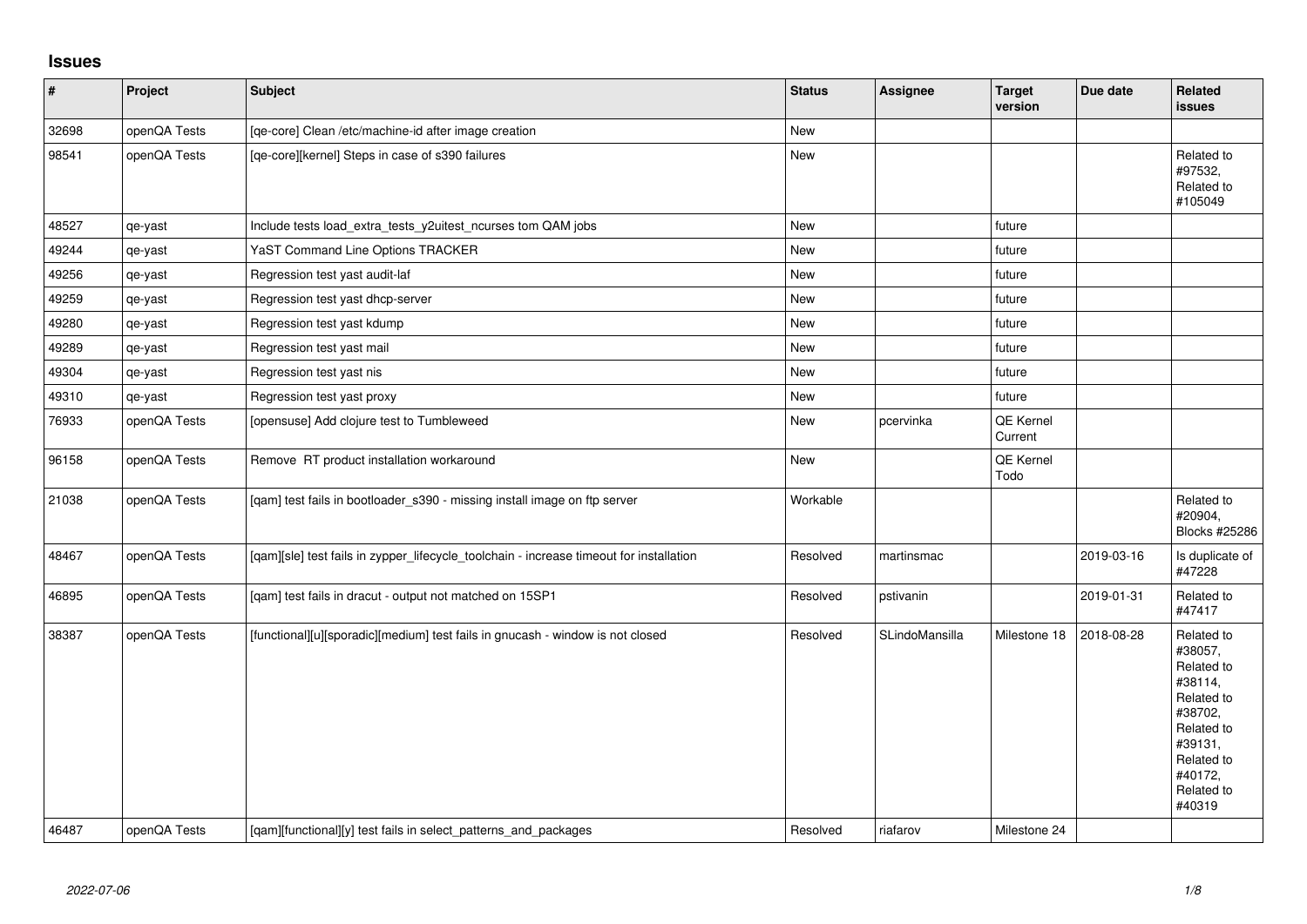## Issues

| # | Project | Subject | Status | Assignee | Target version | Due date | Related issues |
|---|---|---|---|---|---|---|---|
| 32698 | openQA Tests | [qe-core] Clean /etc/machine-id after image creation | New | | | | |
| 98541 | openQA Tests | [qe-core][kernel] Steps in case of s390 failures | New | | | | Related to #97532, Related to #105049 |
| 48527 | qe-yast | Include tests load_extra_tests_y2uitest_ncurses tom QAM jobs | New | | future | | |
| 49244 | qe-yast | YaST Command Line Options TRACKER | New | | future | | |
| 49256 | qe-yast | Regression test yast audit-laf | New | | future | | |
| 49259 | qe-yast | Regression test yast dhcp-server | New | | future | | |
| 49280 | qe-yast | Regression test yast kdump | New | | future | | |
| 49289 | qe-yast | Regression test yast mail | New | | future | | |
| 49304 | qe-yast | Regression test yast nis | New | | future | | |
| 49310 | qe-yast | Regression test yast proxy | New | | future | | |
| 76933 | openQA Tests | [opensuse] Add clojure test to Tumbleweed | New | pcervinka | QE Kernel Current | | |
| 96158 | openQA Tests | Remove RT product installation workaround | New | | QE Kernel Todo | | |
| 21038 | openQA Tests | [qam] test fails in bootloader_s390 - missing install image on ftp server | Workable | | | | Related to #20904, Blocks #25286 |
| 48467 | openQA Tests | [qam][sle] test fails in zypper_lifecycle_toolchain - increase timeout for installation | Resolved | martinsmac | | 2019-03-16 | Is duplicate of #47228 |
| 46895 | openQA Tests | [qam] test fails in dracut - output not matched on 15SP1 | Resolved | pstivanin | | 2019-01-31 | Related to #47417 |
| 38387 | openQA Tests | [functional][u][sporadic][medium] test fails in gnucash - window is not closed | Resolved | SLindoMansilla | Milestone 18 | 2018-08-28 | Related to #38057, Related to #38114, Related to #38702, Related to #39131, Related to #40172, Related to #40319 |
| 46487 | openQA Tests | [qam][functional][y] test fails in select_patterns_and_packages | Resolved | riafarov | Milestone 24 | | |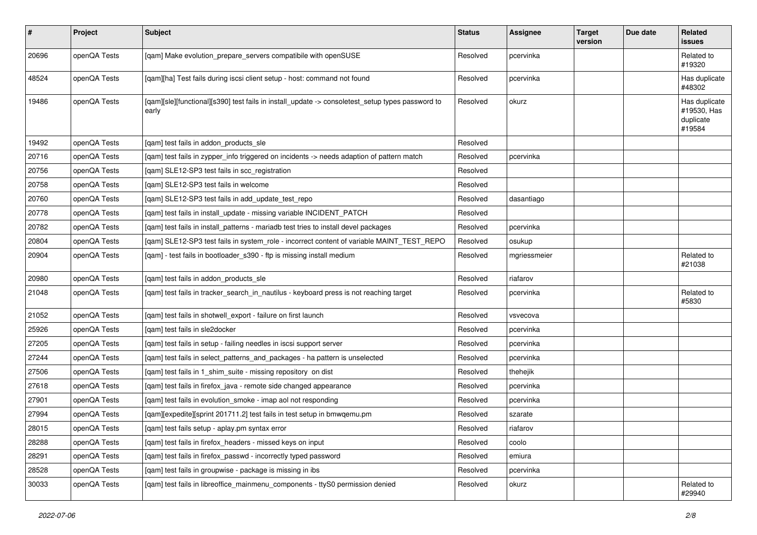| # | Project | Subject | Status | Assignee | Target version | Due date | Related issues |
|---|---|---|---|---|---|---|---|
| 20696 | openQA Tests | [qam] Make evolution_prepare_servers compatibile with openSUSE | Resolved | pcervinka | | | Related to #19320 |
| 48524 | openQA Tests | [qam][ha] Test fails during iscsi client setup - host: command not found | Resolved | pcervinka | | | Has duplicate #48302 |
| 19486 | openQA Tests | [qam][sle][functional][s390] test fails in install_update -> consoletest_setup types password to early | Resolved | okurz | | | Has duplicate #19530, Has duplicate #19584 |
| 19492 | openQA Tests | [qam] test fails in addon_products_sle | Resolved | | | | |
| 20716 | openQA Tests | [qam] test fails in zypper_info triggered on incidents -> needs adaption of pattern match | Resolved | pcervinka | | | |
| 20756 | openQA Tests | [qam] SLE12-SP3 test fails in scc_registration | Resolved | | | | |
| 20758 | openQA Tests | [qam] SLE12-SP3 test fails in welcome | Resolved | | | | |
| 20760 | openQA Tests | [qam] SLE12-SP3 test fails in add_update_test_repo | Resolved | dasantiago | | | |
| 20778 | openQA Tests | [qam] test fails in install_update - missing variable INCIDENT_PATCH | Resolved | | | | |
| 20782 | openQA Tests | [qam] test fails in install_patterns - mariadb test tries to install devel packages | Resolved | pcervinka | | | |
| 20804 | openQA Tests | [qam] SLE12-SP3 test fails in system_role - incorrect content of variable MAINT_TEST_REPO | Resolved | osukup | | | |
| 20904 | openQA Tests | [qam] - test fails in bootloader_s390 - ftp is missing install medium | Resolved | mgriessmeier | | | Related to #21038 |
| 20980 | openQA Tests | [qam] test fails in addon_products_sle | Resolved | riafarov | | | |
| 21048 | openQA Tests | [qam] test fails in tracker_search_in_nautilus - keyboard press is not reaching target | Resolved | pcervinka | | | Related to #5830 |
| 21052 | openQA Tests | [qam] test fails in shotwell_export - failure on first launch | Resolved | vsvecova | | | |
| 25926 | openQA Tests | [qam] test fails in sle2docker | Resolved | pcervinka | | | |
| 27205 | openQA Tests | [qam] test fails in setup - failing needles in iscsi support server | Resolved | pcervinka | | | |
| 27244 | openQA Tests | [qam] test fails in select_patterns_and_packages - ha pattern is unselected | Resolved | pcervinka | | | |
| 27506 | openQA Tests | [qam] test fails in 1_shim_suite - missing repository on dist | Resolved | thehejik | | | |
| 27618 | openQA Tests | [qam] test fails in firefox_java - remote side changed appearance | Resolved | pcervinka | | | |
| 27901 | openQA Tests | [qam] test fails in evolution_smoke - imap aol not responding | Resolved | pcervinka | | | |
| 27994 | openQA Tests | [qam][expedite][sprint 201711.2] test fails in test setup in bmwqemu.pm | Resolved | szarate | | | |
| 28015 | openQA Tests | [qam] test fails setup - aplay.pm syntax error | Resolved | riafarov | | | |
| 28288 | openQA Tests | [qam] test fails in firefox_headers - missed keys on input | Resolved | coolo | | | |
| 28291 | openQA Tests | [qam] test fails in firefox_passwd - incorrectly typed password | Resolved | emiura | | | |
| 28528 | openQA Tests | [qam] test fails in groupwise - package is missing in ibs | Resolved | pcervinka | | | |
| 30033 | openQA Tests | [qam] test fails in libreoffice_mainmenu_components - ttyS0 permission denied | Resolved | okurz | | | Related to #29940 |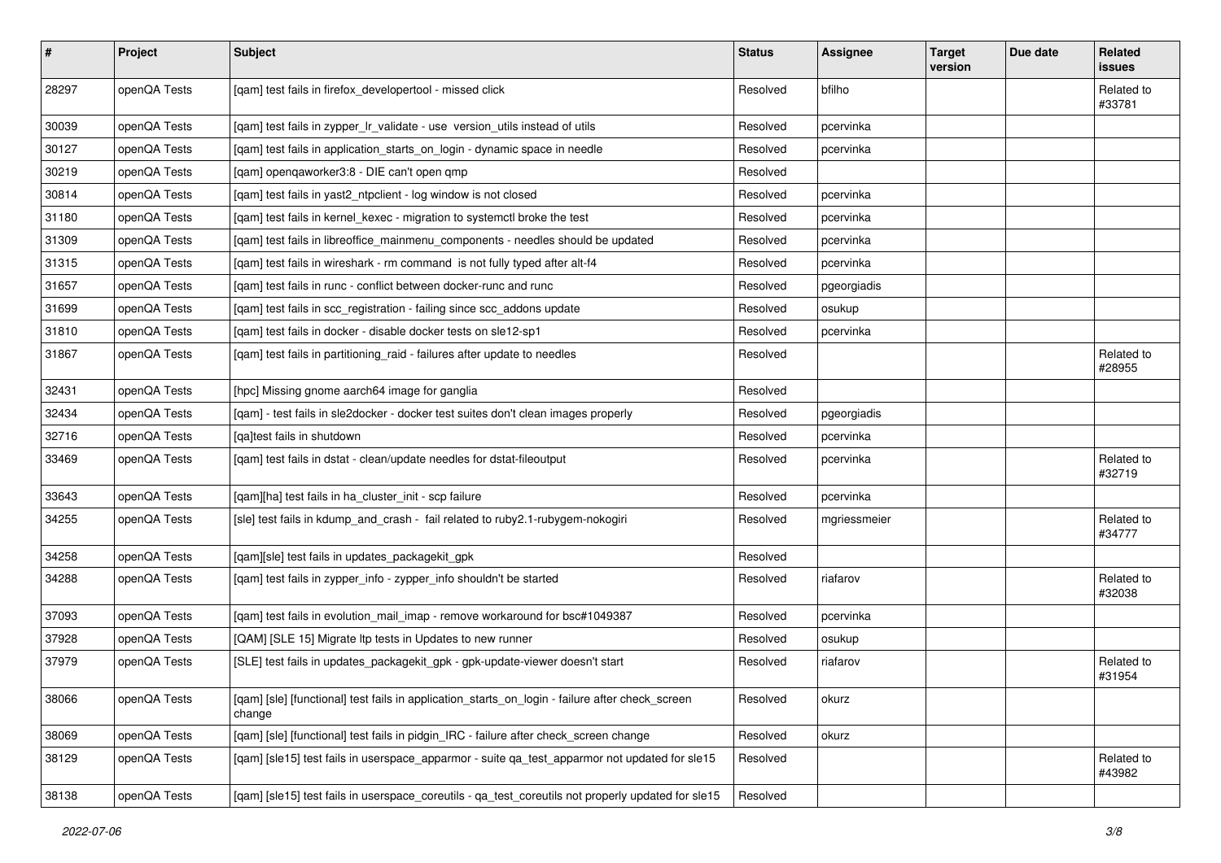| # | Project | Subject | Status | Assignee | Target version | Due date | Related issues |
|---|---|---|---|---|---|---|---|
| 28297 | openQA Tests | [qam] test fails in firefox_developertool - missed click | Resolved | bfilho | | | Related to #33781 |
| 30039 | openQA Tests | [qam] test fails in zypper_lr_validate - use version_utils instead of utils | Resolved | pcervinka | | | |
| 30127 | openQA Tests | [qam] test fails in application_starts_on_login - dynamic space in needle | Resolved | pcervinka | | | |
| 30219 | openQA Tests | [qam] openqaworker3:8 - DIE can't open qmp | Resolved | | | | |
| 30814 | openQA Tests | [qam] test fails in yast2_ntpclient - log window is not closed | Resolved | pcervinka | | | |
| 31180 | openQA Tests | [qam] test fails in kernel_kexec - migration to systemctl broke the test | Resolved | pcervinka | | | |
| 31309 | openQA Tests | [qam] test fails in libreoffice_mainmenu_components - needles should be updated | Resolved | pcervinka | | | |
| 31315 | openQA Tests | [qam] test fails in wireshark - rm command is not fully typed after alt-f4 | Resolved | pcervinka | | | |
| 31657 | openQA Tests | [qam] test fails in runc - conflict between docker-runc and runc | Resolved | pgeorgiadis | | | |
| 31699 | openQA Tests | [qam] test fails in scc_registration - failing since scc_addons update | Resolved | osukup | | | |
| 31810 | openQA Tests | [qam] test fails in docker - disable docker tests on sle12-sp1 | Resolved | pcervinka | | | |
| 31867 | openQA Tests | [qam] test fails in partitioning_raid - failures after update to needles | Resolved | | | | Related to #28955 |
| 32431 | openQA Tests | [hpc] Missing gnome aarch64 image for ganglia | Resolved | | | | |
| 32434 | openQA Tests | [qam] - test fails in sle2docker - docker test suites don't clean images properly | Resolved | pgeorgiadis | | | |
| 32716 | openQA Tests | [qa]test fails in shutdown | Resolved | pcervinka | | | |
| 33469 | openQA Tests | [qam] test fails in dstat - clean/update needles for dstat-fileoutput | Resolved | pcervinka | | | Related to #32719 |
| 33643 | openQA Tests | [qam][ha] test fails in ha_cluster_init - scp failure | Resolved | pcervinka | | | |
| 34255 | openQA Tests | [sle] test fails in kdump_and_crash - fail related to ruby2.1-rubygem-nokogiri | Resolved | mgriessmeier | | | Related to #34777 |
| 34258 | openQA Tests | [qam][sle] test fails in updates_packagekit_gpk | Resolved | | | | |
| 34288 | openQA Tests | [qam] test fails in zypper_info - zypper_info shouldn't be started | Resolved | riafarov | | | Related to #32038 |
| 37093 | openQA Tests | [qam] test fails in evolution_mail_imap - remove workaround for bsc#1049387 | Resolved | pcervinka | | | |
| 37928 | openQA Tests | [QAM] [SLE 15] Migrate ltp tests in Updates to new runner | Resolved | osukup | | | |
| 37979 | openQA Tests | [SLE] test fails in updates_packagekit_gpk - gpk-update-viewer doesn't start | Resolved | riafarov | | | Related to #31954 |
| 38066 | openQA Tests | [qam] [sle] [functional] test fails in application_starts_on_login - failure after check_screen change | Resolved | okurz | | | |
| 38069 | openQA Tests | [qam] [sle] [functional] test fails in pidgin_IRC - failure after check_screen change | Resolved | okurz | | | |
| 38129 | openQA Tests | [qam] [sle15] test fails in userspace_apparmor - suite qa_test_apparmor not updated for sle15 | Resolved | | | | Related to #43982 |
| 38138 | openQA Tests | [qam] [sle15] test fails in userspace_coreutils - qa_test_coreutils not properly updated for sle15 | Resolved | | | | |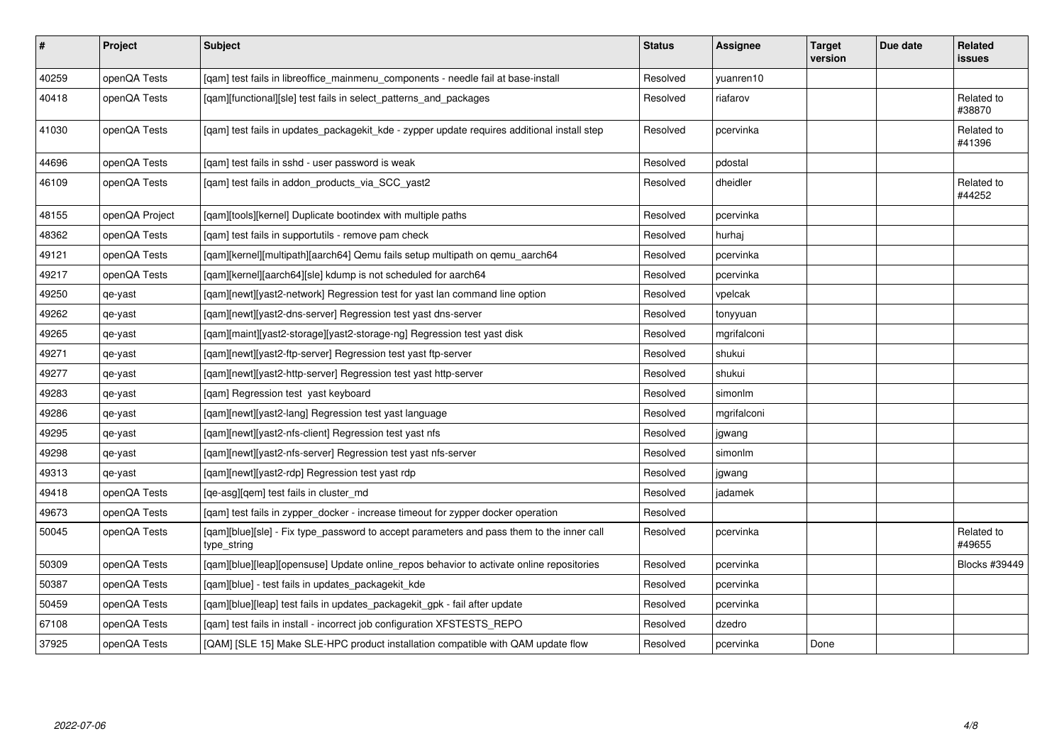| # | Project | Subject | Status | Assignee | Target version | Due date | Related issues |
|---|---|---|---|---|---|---|---|
| 40259 | openQA Tests | [qam] test fails in libreoffice_mainmenu_components - needle fail at base-install | Resolved | yuanren10 | | | |
| 40418 | openQA Tests | [qam][functional][sle] test fails in select_patterns_and_packages | Resolved | riafarov | | | Related to #38870 |
| 41030 | openQA Tests | [qam] test fails in updates_packagekit_kde - zypper update requires additional install step | Resolved | pcervinka | | | Related to #41396 |
| 44696 | openQA Tests | [qam] test fails in sshd - user password is weak | Resolved | pdostal | | | |
| 46109 | openQA Tests | [qam] test fails in addon_products_via_SCC_yast2 | Resolved | dheidler | | | Related to #44252 |
| 48155 | openQA Project | [qam][tools][kernel] Duplicate bootindex with multiple paths | Resolved | pcervinka | | | |
| 48362 | openQA Tests | [qam] test fails in supportutils - remove pam check | Resolved | hurhaj | | | |
| 49121 | openQA Tests | [qam][kernel][multipath][aarch64] Qemu fails setup multipath on qemu_aarch64 | Resolved | pcervinka | | | |
| 49217 | openQA Tests | [qam][kernel][aarch64][sle] kdump is not scheduled for aarch64 | Resolved | pcervinka | | | |
| 49250 | qe-yast | [qam][newt][yast2-network] Regression test for yast lan command line option | Resolved | vpelcak | | | |
| 49262 | qe-yast | [qam][newt][yast2-dns-server] Regression test yast dns-server | Resolved | tonyyuan | | | |
| 49265 | qe-yast | [qam][maint][yast2-storage][yast2-storage-ng] Regression test yast disk | Resolved | mgrifalconi | | | |
| 49271 | qe-yast | [qam][newt][yast2-ftp-server] Regression test yast ftp-server | Resolved | shukui | | | |
| 49277 | qe-yast | [qam][newt][yast2-http-server] Regression test yast http-server | Resolved | shukui | | | |
| 49283 | qe-yast | [qam] Regression test yast keyboard | Resolved | simonlm | | | |
| 49286 | qe-yast | [qam][newt][yast2-lang] Regression test yast language | Resolved | mgrifalconi | | | |
| 49295 | qe-yast | [qam][newt][yast2-nfs-client] Regression test yast nfs | Resolved | jgwang | | | |
| 49298 | qe-yast | [qam][newt][yast2-nfs-server] Regression test yast nfs-server | Resolved | simonlm | | | |
| 49313 | qe-yast | [qam][newt][yast2-rdp] Regression test yast rdp | Resolved | jgwang | | | |
| 49418 | openQA Tests | [qe-asg][qem] test fails in cluster_md | Resolved | jadamek | | | |
| 49673 | openQA Tests | [qam] test fails in zypper_docker - increase timeout for zypper docker operation | Resolved | | | | |
| 50045 | openQA Tests | [qam][blue][sle] - Fix type_password to accept parameters and pass them to the inner call type_string | Resolved | pcervinka | | | Related to #49655 |
| 50309 | openQA Tests | [qam][blue][leap][opensuse] Update online_repos behavior to activate online repositories | Resolved | pcervinka | | | Blocks #39449 |
| 50387 | openQA Tests | [qam][blue] - test fails in updates_packagekit_kde | Resolved | pcervinka | | | |
| 50459 | openQA Tests | [qam][blue][leap] test fails in updates_packagekit_gpk - fail after update | Resolved | pcervinka | | | |
| 67108 | openQA Tests | [qam] test fails in install - incorrect job configuration XFSTESTS_REPO | Resolved | dzedro | | | |
| 37925 | openQA Tests | [QAM] [SLE 15] Make SLE-HPC product installation compatible with QAM update flow | Resolved | pcervinka | Done | | |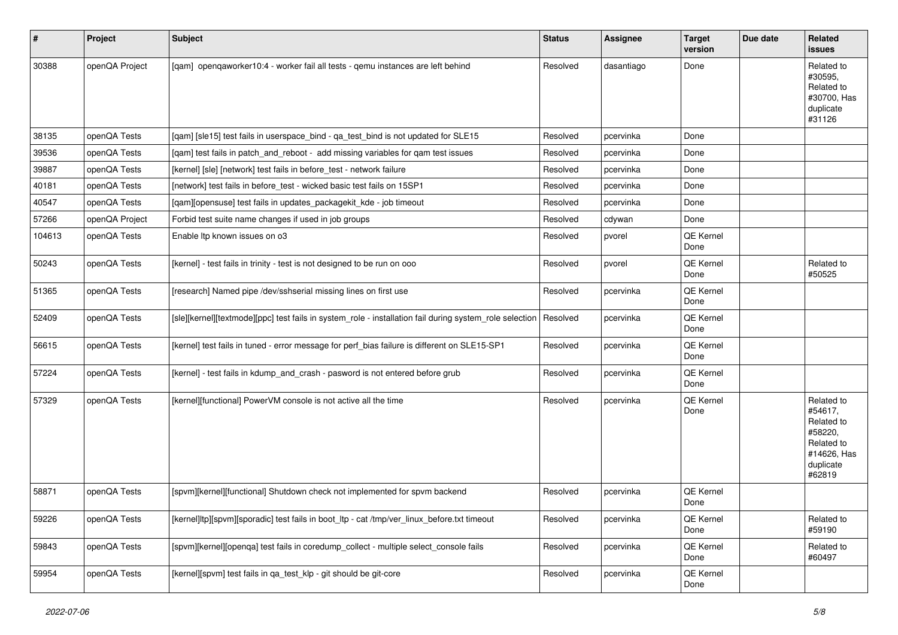| # | Project | Subject | Status | Assignee | Target version | Due date | Related issues |
|---|---|---|---|---|---|---|---|
| 30388 | openQA Project | [qam] openqaworker10:4 - worker fail all tests - qemu instances are left behind | Resolved | dasantiago | Done | | Related to #30595, Related to #30700, Has duplicate #31126 |
| 38135 | openQA Tests | [qam] [sle15] test fails in userspace_bind - qa_test_bind is not updated for SLE15 | Resolved | pcervinka | Done | | |
| 39536 | openQA Tests | [qam] test fails in patch_and_reboot - add missing variables for qam test issues | Resolved | pcervinka | Done | | |
| 39887 | openQA Tests | [kernel] [sle] [network] test fails in before_test - network failure | Resolved | pcervinka | Done | | |
| 40181 | openQA Tests | [network] test fails in before_test - wicked basic test fails on 15SP1 | Resolved | pcervinka | Done | | |
| 40547 | openQA Tests | [qam][opensuse] test fails in updates_packagekit_kde - job timeout | Resolved | pcervinka | Done | | |
| 57266 | openQA Project | Forbid test suite name changes if used in job groups | Resolved | cdywan | Done | | |
| 104613 | openQA Tests | Enable ltp known issues on o3 | Resolved | pvorel | QE Kernel Done | | |
| 50243 | openQA Tests | [kernel] - test fails in trinity - test is not designed to be run on ooo | Resolved | pvorel | QE Kernel Done | | Related to #50525 |
| 51365 | openQA Tests | [research] Named pipe /dev/sshserial missing lines on first use | Resolved | pcervinka | QE Kernel Done | | |
| 52409 | openQA Tests | [sle][kernel][textmode][ppc] test fails in system_role - installation fail during system_role selection | Resolved | pcervinka | QE Kernel Done | | |
| 56615 | openQA Tests | [kernel] test fails in tuned - error message for perf_bias failure is different on SLE15-SP1 | Resolved | pcervinka | QE Kernel Done | | |
| 57224 | openQA Tests | [kernel] - test fails in kdump_and_crash - pasword is not entered before grub | Resolved | pcervinka | QE Kernel Done | | |
| 57329 | openQA Tests | [kernel][functional] PowerVM console is not active all the time | Resolved | pcervinka | QE Kernel Done | | Related to #54617, Related to #58220, Related to #14626, Has duplicate #62819 |
| 58871 | openQA Tests | [spvm][kernel][functional] Shutdown check not implemented for spvm backend | Resolved | pcervinka | QE Kernel Done | | |
| 59226 | openQA Tests | [kernel]ltp][spvm][sporadic] test fails in boot_ltp - cat /tmp/ver_linux_before.txt timeout | Resolved | pcervinka | QE Kernel Done | | Related to #59190 |
| 59843 | openQA Tests | [spvm][kernel][openqa] test fails in coredump_collect - multiple select_console fails | Resolved | pcervinka | QE Kernel Done | | Related to #60497 |
| 59954 | openQA Tests | [kernel][spvm] test fails in qa_test_klp - git should be git-core | Resolved | pcervinka | QE Kernel Done | | |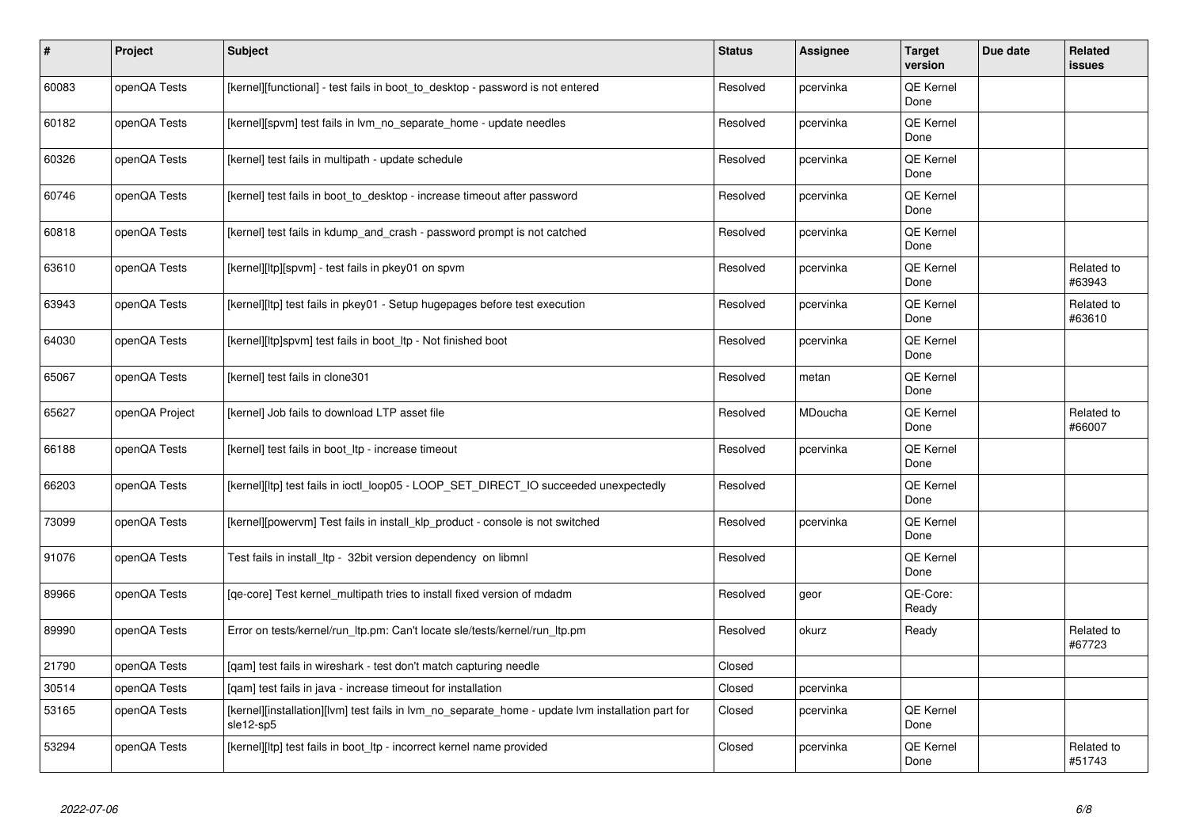| # | Project | Subject | Status | Assignee | Target version | Due date | Related issues |
|---|---|---|---|---|---|---|---|
| 60083 | openQA Tests | [kernel][functional] - test fails in boot_to_desktop - password is not entered | Resolved | pcervinka | QE Kernel Done | | |
| 60182 | openQA Tests | [kernel][spvm] test fails in lvm_no_separate_home - update needles | Resolved | pcervinka | QE Kernel Done | | |
| 60326 | openQA Tests | [kernel] test fails in multipath - update schedule | Resolved | pcervinka | QE Kernel Done | | |
| 60746 | openQA Tests | [kernel] test fails in boot_to_desktop - increase timeout after password | Resolved | pcervinka | QE Kernel Done | | |
| 60818 | openQA Tests | [kernel] test fails in kdump_and_crash - password prompt is not catched | Resolved | pcervinka | QE Kernel Done | | |
| 63610 | openQA Tests | [kernel][ltp][spvm] - test fails in pkey01 on spvm | Resolved | pcervinka | QE Kernel Done | | Related to #63943 |
| 63943 | openQA Tests | [kernel][ltp] test fails in pkey01 - Setup hugepages before test execution | Resolved | pcervinka | QE Kernel Done | | Related to #63610 |
| 64030 | openQA Tests | [kernel][ltp]spvm] test fails in boot_ltp - Not finished boot | Resolved | pcervinka | QE Kernel Done | | |
| 65067 | openQA Tests | [kernel] test fails in clone301 | Resolved | metan | QE Kernel Done | | |
| 65627 | openQA Project | [kernel] Job fails to download LTP asset file | Resolved | MDoucha | QE Kernel Done | | Related to #66007 |
| 66188 | openQA Tests | [kernel] test fails in boot_ltp - increase timeout | Resolved | pcervinka | QE Kernel Done | | |
| 66203 | openQA Tests | [kernel][ltp] test fails in ioctl_loop05 - LOOP_SET_DIRECT_IO succeeded unexpectedly | Resolved | | QE Kernel Done | | |
| 73099 | openQA Tests | [kernel][powervm] Test fails in install_klp_product - console is not switched | Resolved | pcervinka | QE Kernel Done | | |
| 91076 | openQA Tests | Test fails in install_ltp - 32bit version dependency on libmnl | Resolved | | QE Kernel Done | | |
| 89966 | openQA Tests | [qe-core] Test kernel_multipath tries to install fixed version of mdadm | Resolved | geor | QE-Core: Ready | | |
| 89990 | openQA Tests | Error on tests/kernel/run_ltp.pm: Can't locate sle/tests/kernel/run_ltp.pm | Resolved | okurz | Ready | | Related to #67723 |
| 21790 | openQA Tests | [qam] test fails in wireshark - test don't match capturing needle | Closed | | | | |
| 30514 | openQA Tests | [qam] test fails in java - increase timeout for installation | Closed | pcervinka | | | |
| 53165 | openQA Tests | [kernel][installation][lvm] test fails in lvm_no_separate_home - update lvm installation part for sle12-sp5 | Closed | pcervinka | QE Kernel Done | | |
| 53294 | openQA Tests | [kernel][ltp] test fails in boot_ltp - incorrect kernel name provided | Closed | pcervinka | QE Kernel Done | | Related to #51743 |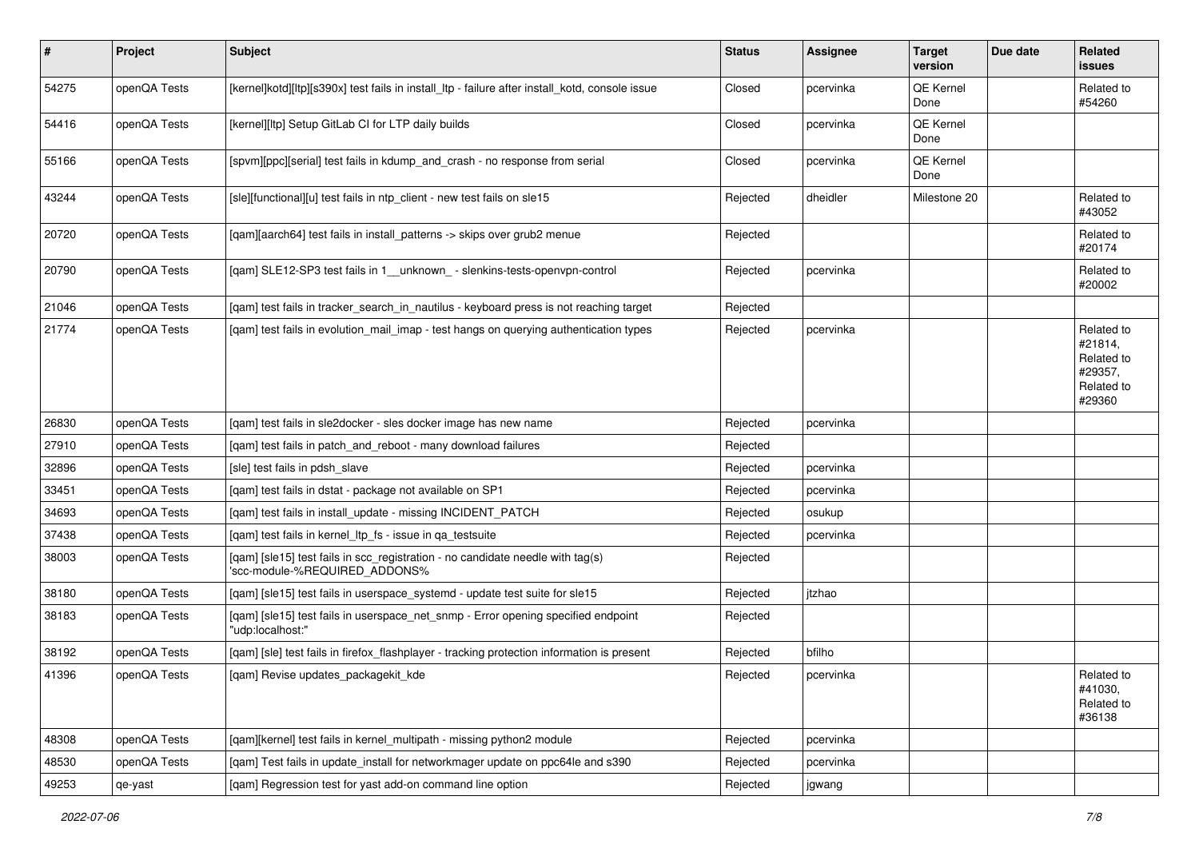| # | Project | Subject | Status | Assignee | Target version | Due date | Related issues |
|---|---|---|---|---|---|---|---|
| 54275 | openQA Tests | [kernel]kotd][ltp][s390x] test fails in install_ltp - failure after install_kotd, console issue | Closed | pcervinka | QE Kernel Done | | Related to #54260 |
| 54416 | openQA Tests | [kernel][ltp] Setup GitLab CI for LTP daily builds | Closed | pcervinka | QE Kernel Done | | |
| 55166 | openQA Tests | [spvm][ppc][serial] test fails in kdump_and_crash - no response from serial | Closed | pcervinka | QE Kernel Done | | |
| 43244 | openQA Tests | [sle][functional][u] test fails in ntp_client - new test fails on sle15 | Rejected | dheidler | Milestone 20 | | Related to #43052 |
| 20720 | openQA Tests | [qam][aarch64] test fails in install_patterns -> skips over grub2 menue | Rejected | | | | Related to #20174 |
| 20790 | openQA Tests | [qam] SLE12-SP3 test fails in 1__unknown_ - slenkins-tests-openvpn-control | Rejected | pcervinka | | | Related to #20002 |
| 21046 | openQA Tests | [qam] test fails in tracker_search_in_nautilus - keyboard press is not reaching target | Rejected | | | | |
| 21774 | openQA Tests | [qam] test fails in evolution_mail_imap - test hangs on querying authentication types | Rejected | pcervinka | | | Related to #21814, Related to #29357, Related to #29360 |
| 26830 | openQA Tests | [qam] test fails in sle2docker - sles docker image has new name | Rejected | pcervinka | | | |
| 27910 | openQA Tests | [qam] test fails in patch_and_reboot - many download failures | Rejected | | | | |
| 32896 | openQA Tests | [sle] test fails in pdsh_slave | Rejected | pcervinka | | | |
| 33451 | openQA Tests | [qam] test fails in dstat - package not available on SP1 | Rejected | pcervinka | | | |
| 34693 | openQA Tests | [qam] test fails in install_update - missing INCIDENT_PATCH | Rejected | osukup | | | |
| 37438 | openQA Tests | [qam] test fails in kernel_ltp_fs - issue in qa_testsuite | Rejected | pcervinka | | | |
| 38003 | openQA Tests | [qam] [sle15] test fails in scc_registration - no candidate needle with tag(s) 'scc-module-%REQUIRED_ADDONS% | Rejected | | | | |
| 38180 | openQA Tests | [qam] [sle15] test fails in userspace_systemd - update test suite for sle15 | Rejected | jtzhao | | | |
| 38183 | openQA Tests | [qam] [sle15] test fails in userspace_net_snmp - Error opening specified endpoint "udp:localhost:" | Rejected | | | | |
| 38192 | openQA Tests | [qam] [sle] test fails in firefox_flashplayer - tracking protection information is present | Rejected | bfilho | | | |
| 41396 | openQA Tests | [qam] Revise updates_packagekit_kde | Rejected | pcervinka | | | Related to #41030, Related to #36138 |
| 48308 | openQA Tests | [qam][kernel] test fails in kernel_multipath - missing python2 module | Rejected | pcervinka | | | |
| 48530 | openQA Tests | [qam] Test fails in update_install for networkmager update on ppc64le and s390 | Rejected | pcervinka | | | |
| 49253 | qe-yast | [qam] Regression test for yast add-on command line option | Rejected | jgwang | | | |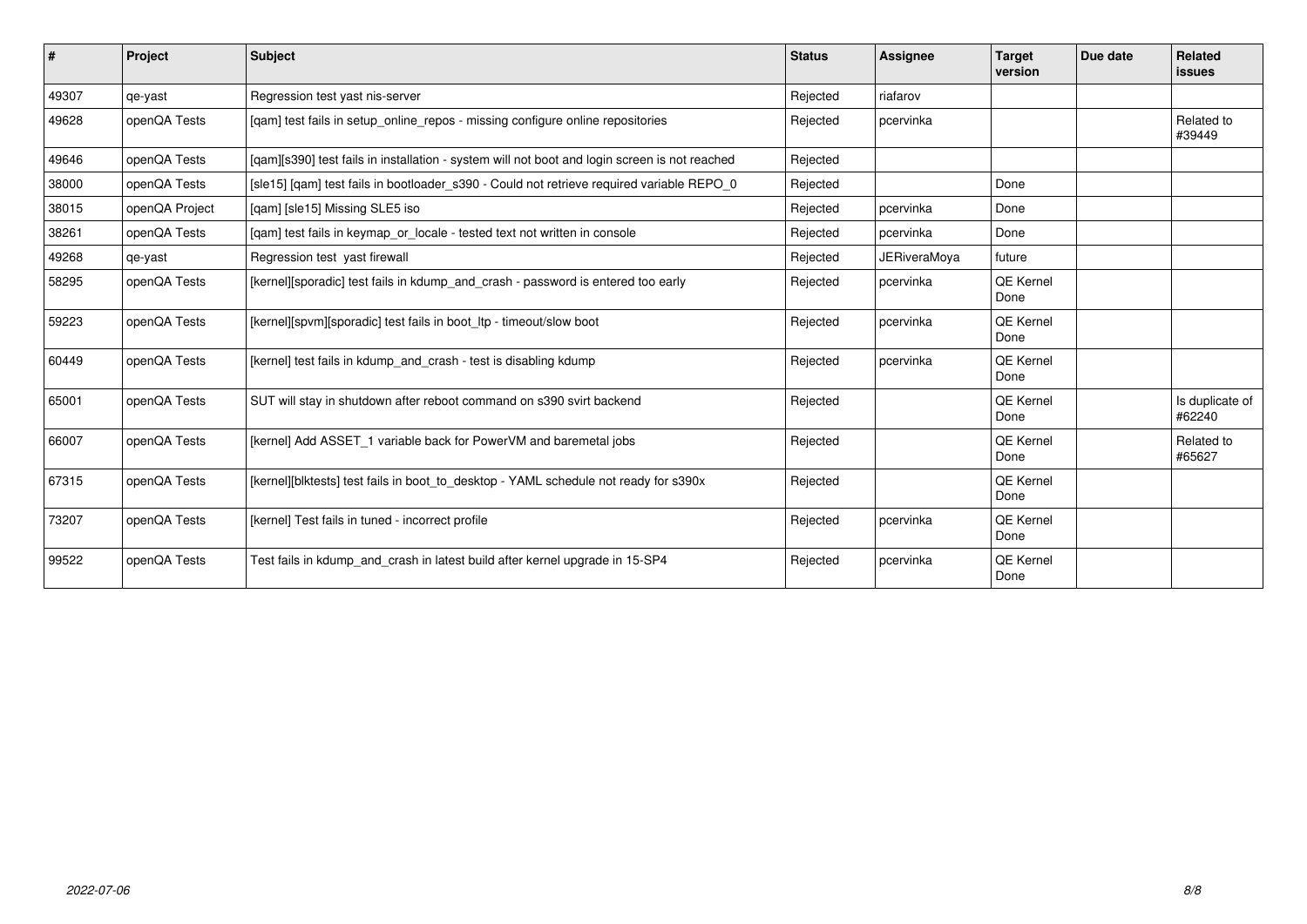| # | Project | Subject | Status | Assignee | Target version | Due date | Related issues |
|---|---|---|---|---|---|---|---|
| 49307 | qe-yast | Regression test yast nis-server | Rejected | riafarov | | | |
| 49628 | openQA Tests | [qam] test fails in setup_online_repos - missing configure online repositories | Rejected | pcervinka | | | Related to #39449 |
| 49646 | openQA Tests | [qam][s390] test fails in installation - system will not boot and login screen is not reached | Rejected | | | | |
| 38000 | openQA Tests | [sle15] [qam] test fails in bootloader_s390 - Could not retrieve required variable REPO_0 | Rejected | | Done | | |
| 38015 | openQA Project | [qam] [sle15] Missing SLE5 iso | Rejected | pcervinka | Done | | |
| 38261 | openQA Tests | [qam] test fails in keymap_or_locale - tested text not written in console | Rejected | pcervinka | Done | | |
| 49268 | qe-yast | Regression test yast firewall | Rejected | JERiveraMoya | future | | |
| 58295 | openQA Tests | [kernel][sporadic] test fails in kdump_and_crash - password is entered too early | Rejected | pcervinka | QE Kernel Done | | |
| 59223 | openQA Tests | [kernel][spvm][sporadic] test fails in boot_ltp - timeout/slow boot | Rejected | pcervinka | QE Kernel Done | | |
| 60449 | openQA Tests | [kernel] test fails in kdump_and_crash - test is disabling kdump | Rejected | pcervinka | QE Kernel Done | | |
| 65001 | openQA Tests | SUT will stay in shutdown after reboot command on s390 svirt backend | Rejected | | QE Kernel Done | | Is duplicate of #62240 |
| 66007 | openQA Tests | [kernel] Add ASSET_1 variable back for PowerVM and baremetal jobs | Rejected | | QE Kernel Done | | Related to #65627 |
| 67315 | openQA Tests | [kernel][blktests] test fails in boot_to_desktop - YAML schedule not ready for s390x | Rejected | | QE Kernel Done | | |
| 73207 | openQA Tests | [kernel] Test fails in tuned - incorrect profile | Rejected | pcervinka | QE Kernel Done | | |
| 99522 | openQA Tests | Test fails in kdump_and_crash in latest build after kernel upgrade in 15-SP4 | Rejected | pcervinka | QE Kernel Done | | |